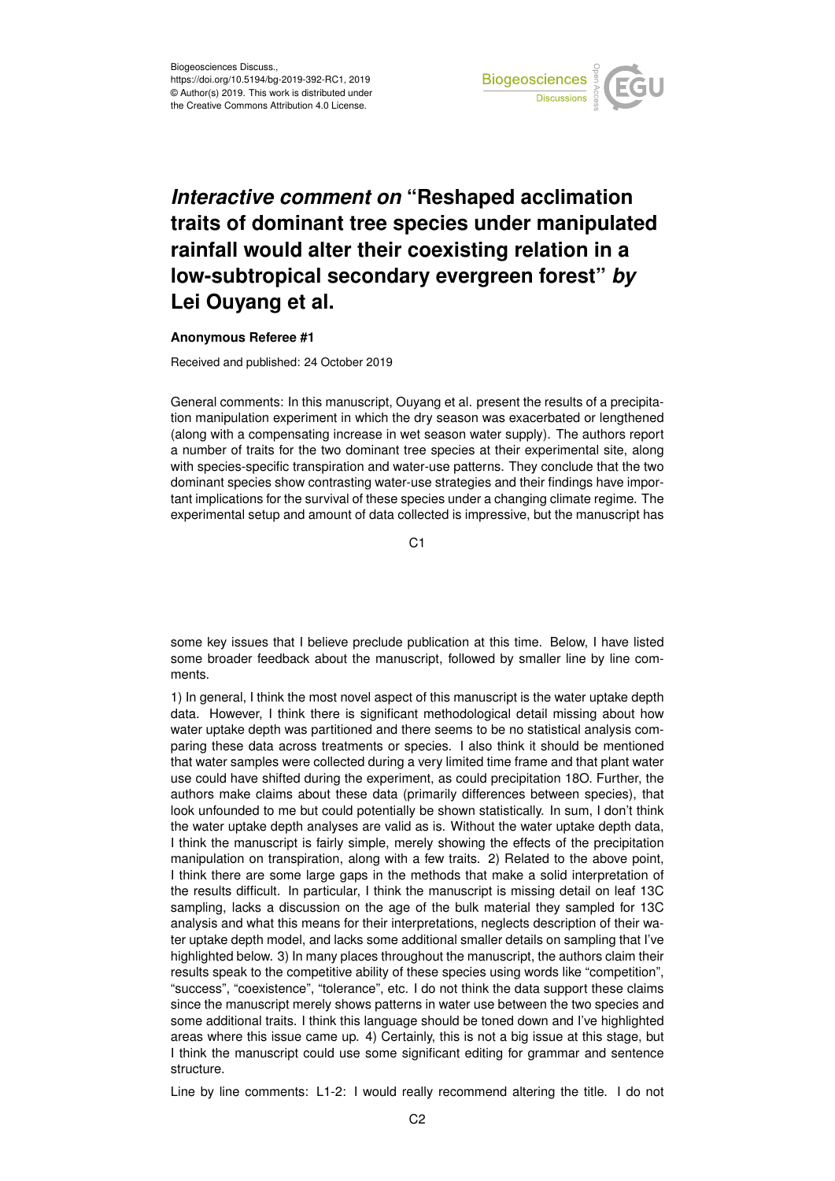Biogeosciences Discuss.,
https://doi.org/10.5194/bg-2019-392-RC1, 2019
© Author(s) 2019. This work is distributed under
the Creative Commons Attribution 4.0 License.

# *Interactive comment on* "Reshaped acclimation traits of dominant tree species under manipulated rainfall would alter their coexisting relation in a low-subtropical secondary evergreen forest" *by* Lei Ouyang et al.

**Anonymous Referee #1**

Received and published: 24 October 2019

General comments: In this manuscript, Ouyang et al. present the results of a precipitation manipulation experiment in which the dry season was exacerbated or lengthened (along with a compensating increase in wet season water supply). The authors report a number of traits for the two dominant tree species at their experimental site, along with species-specific transpiration and water-use patterns. They conclude that the two dominant species show contrasting water-use strategies and their findings have important implications for the survival of these species under a changing climate regime. The experimental setup and amount of data collected is impressive, but the manuscript has some key issues that I believe preclude publication at this time. Below, I have listed some broader feedback about the manuscript, followed by smaller line by line comments.

1) In general, I think the most novel aspect of this manuscript is the water uptake depth data. However, I think there is significant methodological detail missing about how water uptake depth was partitioned and there seems to be no statistical analysis comparing these data across treatments or species. I also think it should be mentioned that water samples were collected during a very limited time frame and that plant water use could have shifted during the experiment, as could precipitation 18O. Further, the authors make claims about these data (primarily differences between species), that look unfounded to me but could potentially be shown statistically. In sum, I don't think the water uptake depth analyses are valid as is. Without the water uptake depth data, I think the manuscript is fairly simple, merely showing the effects of the precipitation manipulation on transpiration, along with a few traits. 2) Related to the above point, I think there are some large gaps in the methods that make a solid interpretation of the results difficult. In particular, I think the manuscript is missing detail on leaf 13C sampling, lacks a discussion on the age of the bulk material they sampled for 13C analysis and what this means for their interpretations, neglects description of their water uptake depth model, and lacks some additional smaller details on sampling that I've highlighted below. 3) In many places throughout the manuscript, the authors claim their results speak to the competitive ability of these species using words like "competition", "success", "coexistence", "tolerance", etc. I do not think the data support these claims since the manuscript merely shows patterns in water use between the two species and some additional traits. I think this language should be toned down and I've highlighted areas where this issue came up. 4) Certainly, this is not a big issue at this stage, but I think the manuscript could use some significant editing for grammar and sentence structure.

Line by line comments: L1-2: I would really recommend altering the title. I do not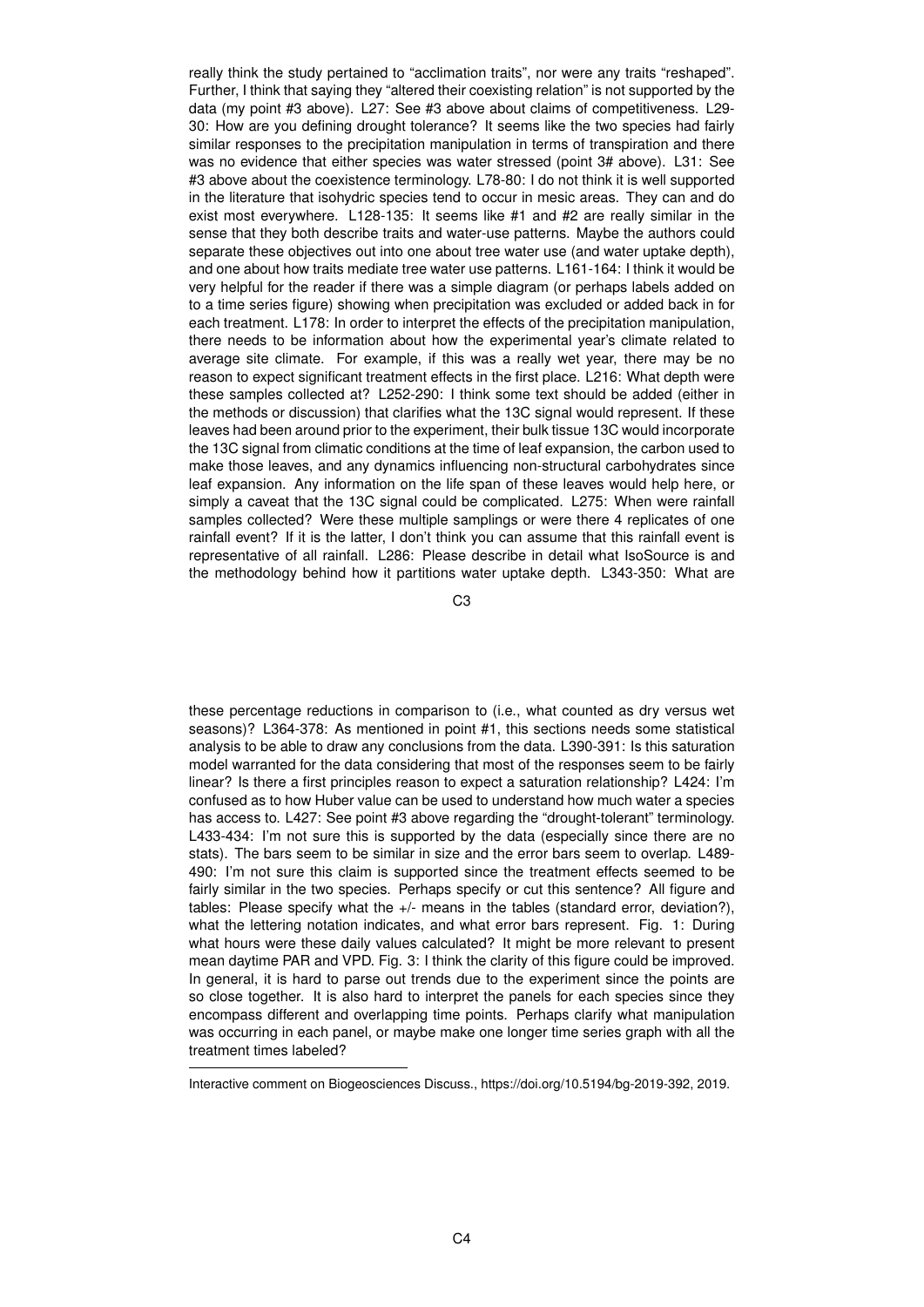really think the study pertained to "acclimation traits", nor were any traits "reshaped". Further, I think that saying they "altered their coexisting relation" is not supported by the data (my point #3 above). L27: See #3 above about claims of competitiveness. L29-30: How are you defining drought tolerance? It seems like the two species had fairly similar responses to the precipitation manipulation in terms of transpiration and there was no evidence that either species was water stressed (point 3# above). L31: See #3 above about the coexistence terminology. L78-80: I do not think it is well supported in the literature that isohydric species tend to occur in mesic areas. They can and do exist most everywhere. L128-135: It seems like #1 and #2 are really similar in the sense that they both describe traits and water-use patterns. Maybe the authors could separate these objectives out into one about tree water use (and water uptake depth), and one about how traits mediate tree water use patterns. L161-164: I think it would be very helpful for the reader if there was a simple diagram (or perhaps labels added on to a time series figure) showing when precipitation was excluded or added back in for each treatment. L178: In order to interpret the effects of the precipitation manipulation, there needs to be information about how the experimental year's climate related to average site climate. For example, if this was a really wet year, there may be no reason to expect significant treatment effects in the first place. L216: What depth were these samples collected at? L252-290: I think some text should be added (either in the methods or discussion) that clarifies what the 13C signal would represent. If these leaves had been around prior to the experiment, their bulk tissue 13C would incorporate the 13C signal from climatic conditions at the time of leaf expansion, the carbon used to make those leaves, and any dynamics influencing non-structural carbohydrates since leaf expansion. Any information on the life span of these leaves would help here, or simply a caveat that the 13C signal could be complicated. L275: When were rainfall samples collected? Were these multiple samplings or were there 4 replicates of one rainfall event? If it is the latter, I don't think you can assume that this rainfall event is representative of all rainfall. L286: Please describe in detail what IsoSource is and the methodology behind how it partitions water uptake depth. L343-350: What are these percentage reductions in comparison to (i.e., what counted as dry versus wet seasons)? L364-378: As mentioned in point #1, this sections needs some statistical analysis to be able to draw any conclusions from the data. L390-391: Is this saturation model warranted for the data considering that most of the responses seem to be fairly linear? Is there a first principles reason to expect a saturation relationship? L424: I'm confused as to how Huber value can be used to understand how much water a species has access to. L427: See point #3 above regarding the "drought-tolerant" terminology. L433-434: I'm not sure this is supported by the data (especially since there are no stats). The bars seem to be similar in size and the error bars seem to overlap. L489-490: I'm not sure this claim is supported since the treatment effects seemed to be fairly similar in the two species. Perhaps specify or cut this sentence? All figure and tables: Please specify what the +/- means in the tables (standard error, deviation?), what the lettering notation indicates, and what error bars represent. Fig. 1: During what hours were these daily values calculated? It might be more relevant to present mean daytime PAR and VPD. Fig. 3: I think the clarity of this figure could be improved. In general, it is hard to parse out trends due to the experiment since the points are so close together. It is also hard to interpret the panels for each species since they encompass different and overlapping time points. Perhaps clarify what manipulation was occurring in each panel, or maybe make one longer time series graph with all the treatment times labeled?

---

Interactive comment on Biogeosciences Discuss., https://doi.org/10.5194/bg-2019-392, 2019.